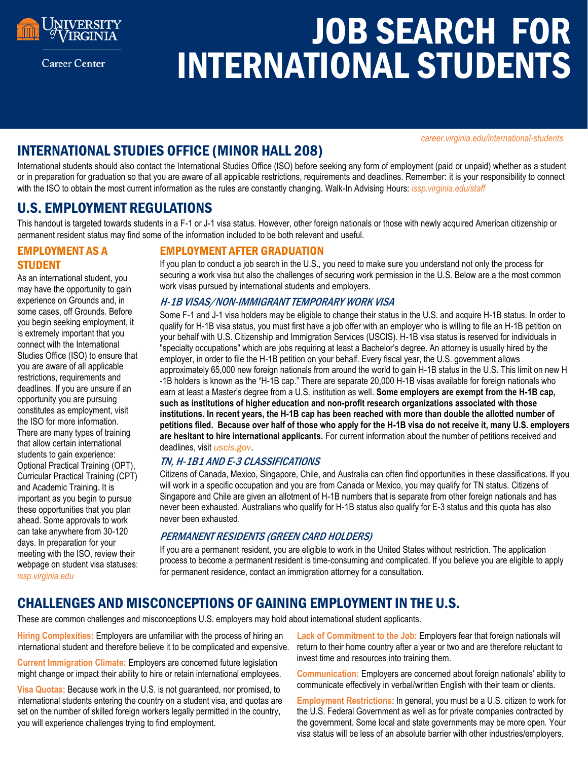University of Virginia Career Center

# JOB SEARCH FOR INTERNATIONAL STUDENTS

*career.virginia.edu/international-students*

## INTERNATIONAL STUDIES OFFICE (MINOR HALL 208)

International students should also contact the International Studies Office (ISO) before seeking any form of employment (paid or unpaid) whether as a student or in preparation for graduation so that you are aware of all applicable restrictions, requirements and deadlines. Remember: it is your responsibility to connect with the ISO to obtain the most current information as the rules are constantly changing. Walk-In Advising Hours: *issp.virginia.edu/staff*

## U.S. EMPLOYMENT REGULATIONS

This handout is targeted towards students in a F-1 or J-1 visa status. However, other foreign nationals or those with newly acquired American citizenship or permanent resident status may find some of the information included to be both relevant and useful.

### EMPLOYMENT AS A STUDENT

As an international student, you may have the opportunity to gain experience on Grounds and, in some cases, off Grounds. Before you begin seeking employment, it is extremely important that you connect with the International Studies Office (ISO) to ensure that you are aware of all applicable restrictions, requirements and deadlines. If you are unsure if an opportunity you are pursuing constitutes as employment, visit the ISO for more information. There are many types of training that allow certain international students to gain experience: Optional Practical Training (OPT), Curricular Practical Training (CPT) and Academic Training. It is important as you begin to pursue these opportunities that you plan ahead. Some approvals to work can take anywhere from 30-120 days. In preparation for your meeting with the ISO, review their webpage on student visa statuses: *issp.virginia.edu*

### EMPLOYMENT AFTER GRADUATION

If you plan to conduct a job search in the U.S., you need to make sure you understand not only the process for securing a work visa but also the challenges of securing work permission in the U.S. Below are a the most common work visas pursued by international students and employers.

#### *H-1B VISAS/NON-IMMIGRANT TEMPORARY WORK VISA*

Some F-1 and J-1 visa holders may be eligible to change their status in the U.S. and acquire H-1B status. In order to qualify for H-1B visa status, you must first have a job offer with an employer who is willing to file an H-1B petition on your behalf with U.S. Citizenship and Immigration Services (USCIS). H-1B visa status is reserved for individuals in "specialty occupations" which are jobs requiring at least a Bachelor's degree. An attorney is usually hired by the employer, in order to file the H-1B petition on your behalf. Every fiscal year, the U.S. government allows approximately 65,000 new foreign nationals from around the world to gain H-1B status in the U.S. This limit on new H -1B holders is known as the "H-1B cap." There are separate 20,000 H-1B visas available for foreign nationals who earn at least a Master's degree from a U.S. institution as well. **Some employers are exempt from the H-1B cap, such as institutions of higher education and non-profit research organizations associated with those institutions. In recent years, the H-1B cap has been reached with more than double the allotted number of petitions filed. Because over half of those who apply for the H-1B visa do not receive it, many U.S. employers are hesitant to hire international applicants.** For current information about the number of petitions received and deadlines, visit *uscis.gov*.

#### *TN, H-1B1 AND E-3 CLASSIFICATIONS*

Citizens of Canada, Mexico, Singapore, Chile, and Australia can often find opportunities in these classifications. If you will work in a specific occupation and you are from Canada or Mexico, you may qualify for TN status. Citizens of Singapore and Chile are given an allotment of H-1B numbers that is separate from other foreign nationals and has never been exhausted. Australians who qualify for H-1B status also qualify for E-3 status and this quota has also never been exhausted.

#### *PERMANENT RESIDENTS (GREEN CARD HOLDERS)*

If you are a permanent resident, you are eligible to work in the United States without restriction. The application process to become a permanent resident is time-consuming and complicated. If you believe you are eligible to apply for permanent residence, contact an immigration attorney for a consultation.

## CHALLENGES AND MISCONCEPTIONS OF GAINING EMPLOYMENT IN THE U.S.

These are common challenges and misconceptions U.S. employers may hold about international student applicants.

**Hiring Complexities:** Employers are unfamiliar with the process of hiring an international student and therefore believe it to be complicated and expensive.

**Current Immigration Climate:** Employers are concerned future legislation might change or impact their ability to hire or retain international employees.

**Visa Quotas:** Because work in the U.S. is not guaranteed, nor promised, to international students entering the country on a student visa, and quotas are set on the number of skilled foreign workers legally permitted in the country, you will experience challenges trying to find employment.

**Lack of Commitment to the Job:** Employers fear that foreign nationals will return to their home country after a year or two and are therefore reluctant to invest time and resources into training them.

**Communication:** Employers are concerned about foreign nationals' ability to communicate effectively in verbal/written English with their team or clients.

**Employment Restrictions**: In general, you must be a U.S. citizen to work for the U.S. Federal Government as well as for private companies contracted by the government. Some local and state governments may be more open. Your visa status will be less of an absolute barrier with other industries/employers.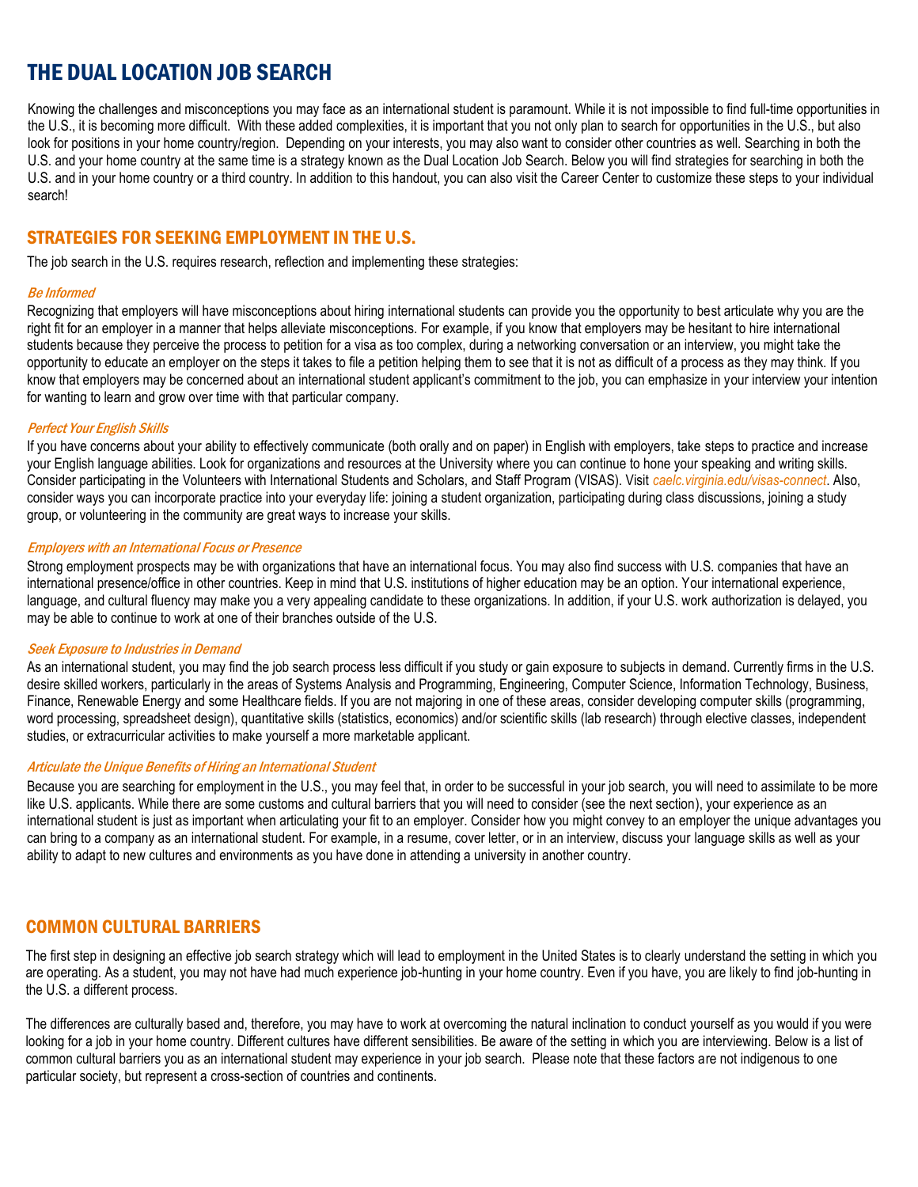# THE DUAL LOCATION JOB SEARCH

Knowing the challenges and misconceptions you may face as an international student is paramount. While it is not impossible to find full-time opportunities in the U.S., it is becoming more difficult. With these added complexities, it is important that you not only plan to search for opportunities in the U.S., but also look for positions in your home country/region. Depending on your interests, you may also want to consider other countries as well. Searching in both the U.S. and your home country at the same time is a strategy known as the Dual Location Job Search. Below you will find strategies for searching in both the U.S. and in your home country or a third country. In addition to this handout, you can also visit the Career Center to customize these steps to your individual search!

## STRATEGIES FOR SEEKING EMPLOYMENT IN THE U.S.

The job search in the U.S. requires research, reflection and implementing these strategies:

### *Be Informed*

Recognizing that employers will have misconceptions about hiring international students can provide you the opportunity to best articulate why you are the right fit for an employer in a manner that helps alleviate misconceptions. For example, if you know that employers may be hesitant to hire international students because they perceive the process to petition for a visa as too complex, during a networking conversation or an interview, you might take the opportunity to educate an employer on the steps it takes to file a petition helping them to see that it is not as difficult of a process as they may think. If you know that employers may be concerned about an international student applicant's commitment to the job, you can emphasize in your interview your intention for wanting to learn and grow over time with that particular company.

### *Perfect Your English Skills*

If you have concerns about your ability to effectively communicate (both orally and on paper) in English with employers, take steps to practice and increase your English language abilities. Look for organizations and resources at the University where you can continue to hone your speaking and writing skills. Consider participating in the Volunteers with International Students and Scholars, and Staff Program (VISAS). Visit *caelc.virginia.edu/visas-connect*. Also, consider ways you can incorporate practice into your everyday life: joining a student organization, participating during class discussions, joining a study group, or volunteering in the community are great ways to increase your skills.

### *Employers with an International Focus or Presence*

Strong employment prospects may be with organizations that have an international focus. You may also find success with U.S. companies that have an international presence/office in other countries. Keep in mind that U.S. institutions of higher education may be an option. Your international experience, language, and cultural fluency may make you a very appealing candidate to these organizations. In addition, if your U.S. work authorization is delayed, you may be able to continue to work at one of their branches outside of the U.S.

### *Seek Exposure to Industries in Demand*

As an international student, you may find the job search process less difficult if you study or gain exposure to subjects in demand. Currently firms in the U.S. desire skilled workers, particularly in the areas of Systems Analysis and Programming, Engineering, Computer Science, Information Technology, Business, Finance, Renewable Energy and some Healthcare fields. If you are not majoring in one of these areas, consider developing computer skills (programming, word processing, spreadsheet design), quantitative skills (statistics, economics) and/or scientific skills (lab research) through elective classes, independent studies, or extracurricular activities to make yourself a more marketable applicant.

### *Articulate the Unique Benefits of Hiring an International Student*

Because you are searching for employment in the U.S., you may feel that, in order to be successful in your job search, you will need to assimilate to be more like U.S. applicants. While there are some customs and cultural barriers that you will need to consider (see the next section), your experience as an international student is just as important when articulating your fit to an employer. Consider how you might convey to an employer the unique advantages you can bring to a company as an international student. For example, in a resume, cover letter, or in an interview, discuss your language skills as well as your ability to adapt to new cultures and environments as you have done in attending a university in another country.

## COMMON CULTURAL BARRIERS

The first step in designing an effective job search strategy which will lead to employment in the United States is to clearly understand the setting in which you are operating. As a student, you may not have had much experience job-hunting in your home country. Even if you have, you are likely to find job-hunting in the U.S. a different process.

The differences are culturally based and, therefore, you may have to work at overcoming the natural inclination to conduct yourself as you would if you were looking for a job in your home country. Different cultures have different sensibilities. Be aware of the setting in which you are interviewing. Below is a list of common cultural barriers you as an international student may experience in your job search. Please note that these factors are not indigenous to one particular society, but represent a cross-section of countries and continents.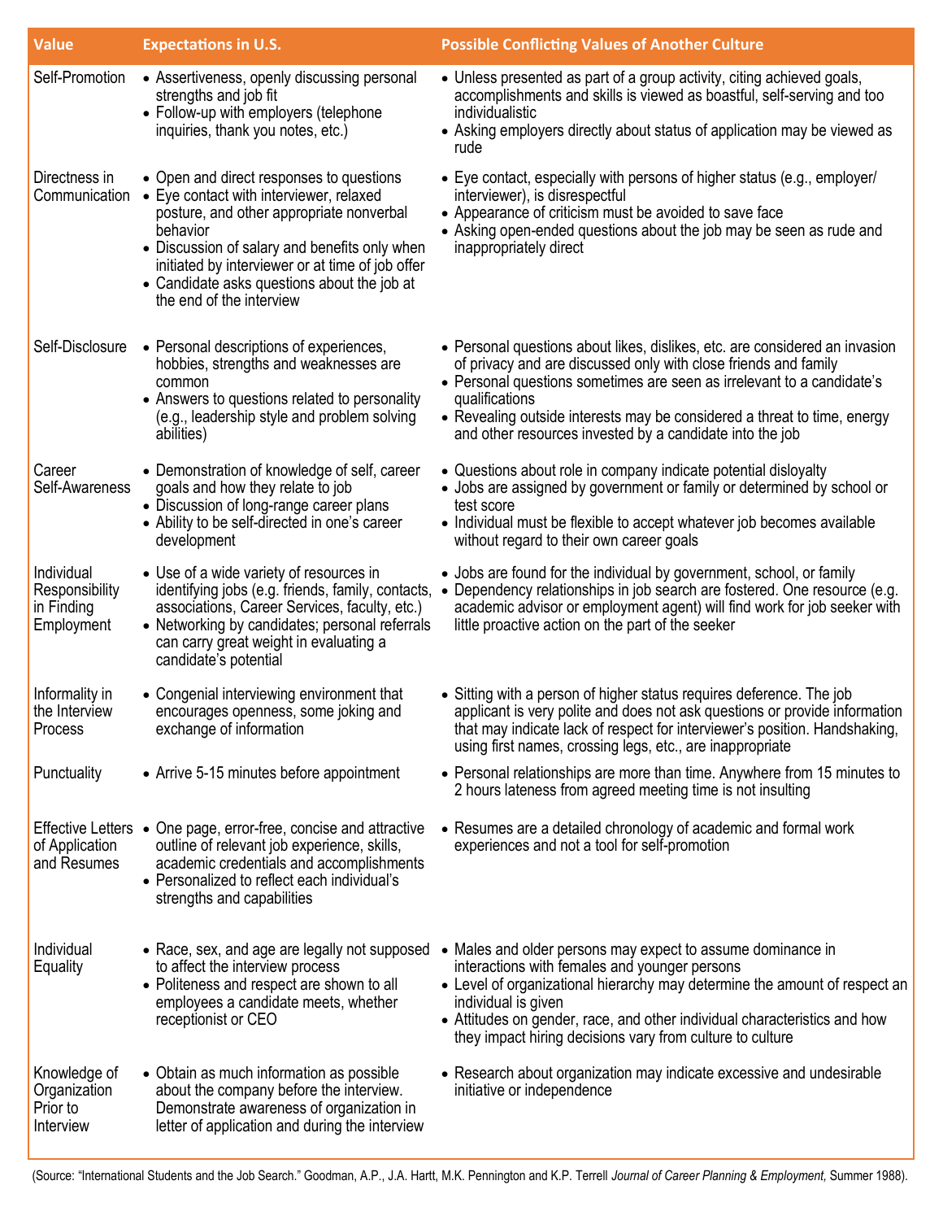| Value | Expectations in U.S. | Possible Conflicting Values of Another Culture |
|---|---|---|
| Self-Promotion | • Assertiveness, openly discussing personal strengths and job fit<br>• Follow-up with employers (telephone inquiries, thank you notes, etc.) | • Unless presented as part of a group activity, citing achieved goals, accomplishments and skills is viewed as boastful, self-serving and too individualistic<br>• Asking employers directly about status of application may be viewed as rude |
| Directness in Communication | • Open and direct responses to questions<br>• Eye contact with interviewer, relaxed posture, and other appropriate nonverbal behavior<br>• Discussion of salary and benefits only when initiated by interviewer or at time of job offer<br>• Candidate asks questions about the job at the end of the interview | • Eye contact, especially with persons of higher status (e.g., employer/ interviewer), is disrespectful<br>• Appearance of criticism must be avoided to save face<br>• Asking open-ended questions about the job may be seen as rude and inappropriately direct |
| Self-Disclosure | • Personal descriptions of experiences, hobbies, strengths and weaknesses are common<br>• Answers to questions related to personality (e.g., leadership style and problem solving abilities) | • Personal questions about likes, dislikes, etc. are considered an invasion of privacy and are discussed only with close friends and family<br>• Personal questions sometimes are seen as irrelevant to a candidate's qualifications<br>• Revealing outside interests may be considered a threat to time, energy and other resources invested by a candidate into the job |
| Career Self-Awareness | • Demonstration of knowledge of self, career goals and how they relate to job<br>• Discussion of long-range career plans<br>• Ability to be self-directed in one's career development | • Questions about role in company indicate potential disloyalty<br>• Jobs are assigned by government or family or determined by school or test score<br>• Individual must be flexible to accept whatever job becomes available without regard to their own career goals |
| Individual Responsibility in Finding Employment | • Use of a wide variety of resources in identifying jobs (e.g. friends, family, contacts, associations, Career Services, faculty, etc.)<br>• Networking by candidates; personal referrals can carry great weight in evaluating a candidate's potential | • Jobs are found for the individual by government, school, or family<br>• Dependency relationships in job search are fostered. One resource (e.g. academic advisor or employment agent) will find work for job seeker with little proactive action on the part of the seeker |
| Informality in the Interview Process | • Congenial interviewing environment that encourages openness, some joking and exchange of information | • Sitting with a person of higher status requires deference. The job applicant is very polite and does not ask questions or provide information that may indicate lack of respect for interviewer's position. Handshaking, using first names, crossing legs, etc., are inappropriate |
| Punctuality | • Arrive 5-15 minutes before appointment | • Personal relationships are more than time. Anywhere from 15 minutes to 2 hours lateness from agreed meeting time is not insulting |
| Effective Letters of Application and Resumes | • One page, error-free, concise and attractive outline of relevant job experience, skills, academic credentials and accomplishments<br>• Personalized to reflect each individual's strengths and capabilities | • Resumes are a detailed chronology of academic and formal work experiences and not a tool for self-promotion |
| Individual Equality | • Race, sex, and age are legally not supposed to affect the interview process<br>• Politeness and respect are shown to all employees a candidate meets, whether receptionist or CEO | • Males and older persons may expect to assume dominance in interactions with females and younger persons<br>• Level of organizational hierarchy may determine the amount of respect an individual is given<br>• Attitudes on gender, race, and other individual characteristics and how they impact hiring decisions vary from culture to culture |
| Knowledge of Organization Prior to Interview | • Obtain as much information as possible about the company before the interview. Demonstrate awareness of organization in letter of application and during the interview | • Research about organization may indicate excessive and undesirable initiative or independence |

(Source: "International Students and the Job Search." Goodman, A.P., J.A. Hartt, M.K. Pennington and K.P. Terrell *Journal of Career Planning & Employment,* Summer 1988).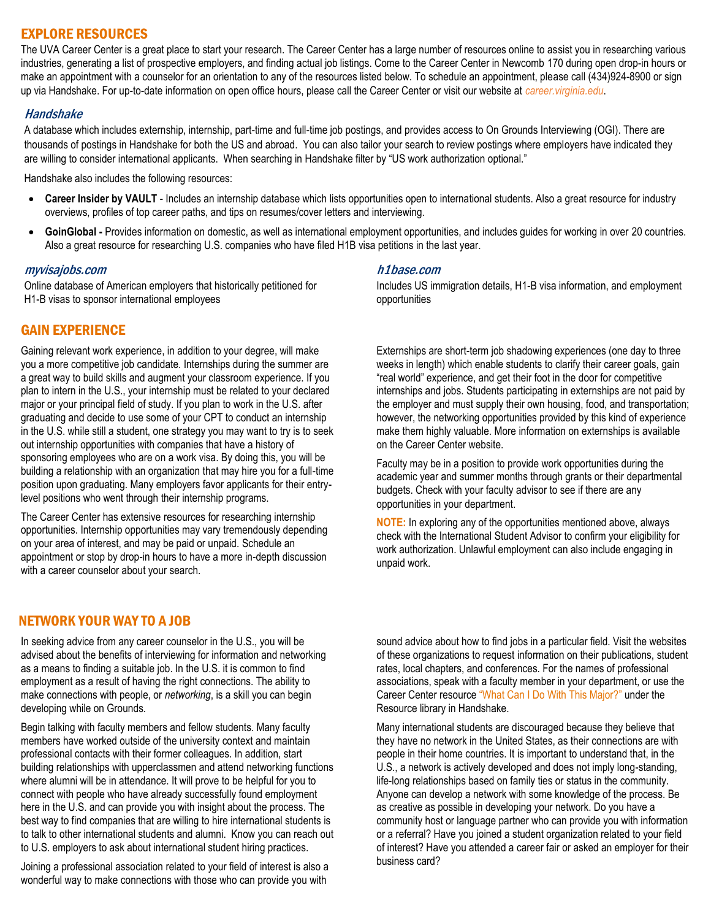## EXPLORE RESOURCES

The UVA Career Center is a great place to start your research. The Career Center has a large number of resources online to assist you in researching various industries, generating a list of prospective employers, and finding actual job listings. Come to the Career Center in Newcomb 170 during open drop-in hours or make an appointment with a counselor for an orientation to any of the resources listed below. To schedule an appointment, please call (434)924-8900 or sign up via Handshake. For up-to-date information on open office hours, please call the Career Center or visit our website at *career.virginia.edu*.

### *Handshake*

A database which includes externship, internship, part-time and full-time job postings, and provides access to On Grounds Interviewing (OGI). There are thousands of postings in Handshake for both the US and abroad. You can also tailor your search to review postings where employers have indicated they are willing to consider international applicants. When searching in Handshake filter by "US work authorization optional."

Handshake also includes the following resources:

- **Career Insider by VAULT** - Includes an internship database which lists opportunities open to international students. Also a great resource for industry overviews, profiles of top career paths, and tips on resumes/cover letters and interviewing.
- **GoinGlobal -** Provides information on domestic, as well as international employment opportunities, and includes guides for working in over 20 countries. Also a great resource for researching U.S. companies who have filed H1B visa petitions in the last year.

### *myvisajobs.com*

Online database of American employers that historically petitioned for H1-B visas to sponsor international employees

### *h1base.com*

Includes US immigration details, H1-B visa information, and employment opportunities

## GAIN EXPERIENCE

Gaining relevant work experience, in addition to your degree, will make you a more competitive job candidate. Internships during the summer are a great way to build skills and augment your classroom experience. If you plan to intern in the U.S., your internship must be related to your declared major or your principal field of study. If you plan to work in the U.S. after graduating and decide to use some of your CPT to conduct an internship in the U.S. while still a student, one strategy you may want to try is to seek out internship opportunities with companies that have a history of sponsoring employees who are on a work visa. By doing this, you will be building a relationship with an organization that may hire you for a full-time position upon graduating. Many employers favor applicants for their entry-level positions who went through their internship programs.

The Career Center has extensive resources for researching internship opportunities. Internship opportunities may vary tremendously depending on your area of interest, and may be paid or unpaid. Schedule an appointment or stop by drop-in hours to have a more in-depth discussion with a career counselor about your search.

Externships are short-term job shadowing experiences (one day to three weeks in length) which enable students to clarify their career goals, gain "real world" experience, and get their foot in the door for competitive internships and jobs. Students participating in externships are not paid by the employer and must supply their own housing, food, and transportation; however, the networking opportunities provided by this kind of experience make them highly valuable. More information on externships is available on the Career Center website.

Faculty may be in a position to provide work opportunities during the academic year and summer months through grants or their departmental budgets. Check with your faculty advisor to see if there are any opportunities in your department.

**NOTE:** In exploring any of the opportunities mentioned above, always check with the International Student Advisor to confirm your eligibility for work authorization. Unlawful employment can also include engaging in unpaid work.

## NETWORK YOUR WAY TO A JOB

In seeking advice from any career counselor in the U.S., you will be advised about the benefits of interviewing for information and networking as a means to finding a suitable job. In the U.S. it is common to find employment as a result of having the right connections. The ability to make connections with people, or *networking*, is a skill you can begin developing while on Grounds.

Begin talking with faculty members and fellow students. Many faculty members have worked outside of the university context and maintain professional contacts with their former colleagues. In addition, start building relationships with upperclassmen and attend networking functions where alumni will be in attendance. It will prove to be helpful for you to connect with people who have already successfully found employment here in the U.S. and can provide you with insight about the process. The best way to find companies that are willing to hire international students is to talk to other international students and alumni. Know you can reach out to U.S. employers to ask about international student hiring practices.

Joining a professional association related to your field of interest is also a wonderful way to make connections with those who can provide you with sound advice about how to find jobs in a particular field. Visit the websites of these organizations to request information on their publications, student rates, local chapters, and conferences. For the names of professional associations, speak with a faculty member in your department, or use the Career Center resource "What Can I Do With This Major?" under the Resource library in Handshake.

Many international students are discouraged because they believe that they have no network in the United States, as their connections are with people in their home countries. It is important to understand that, in the U.S., a network is actively developed and does not imply long-standing, life-long relationships based on family ties or status in the community. Anyone can develop a network with some knowledge of the process. Be as creative as possible in developing your network. Do you have a community host or language partner who can provide you with information or a referral? Have you joined a student organization related to your field of interest? Have you attended a career fair or asked an employer for their business card?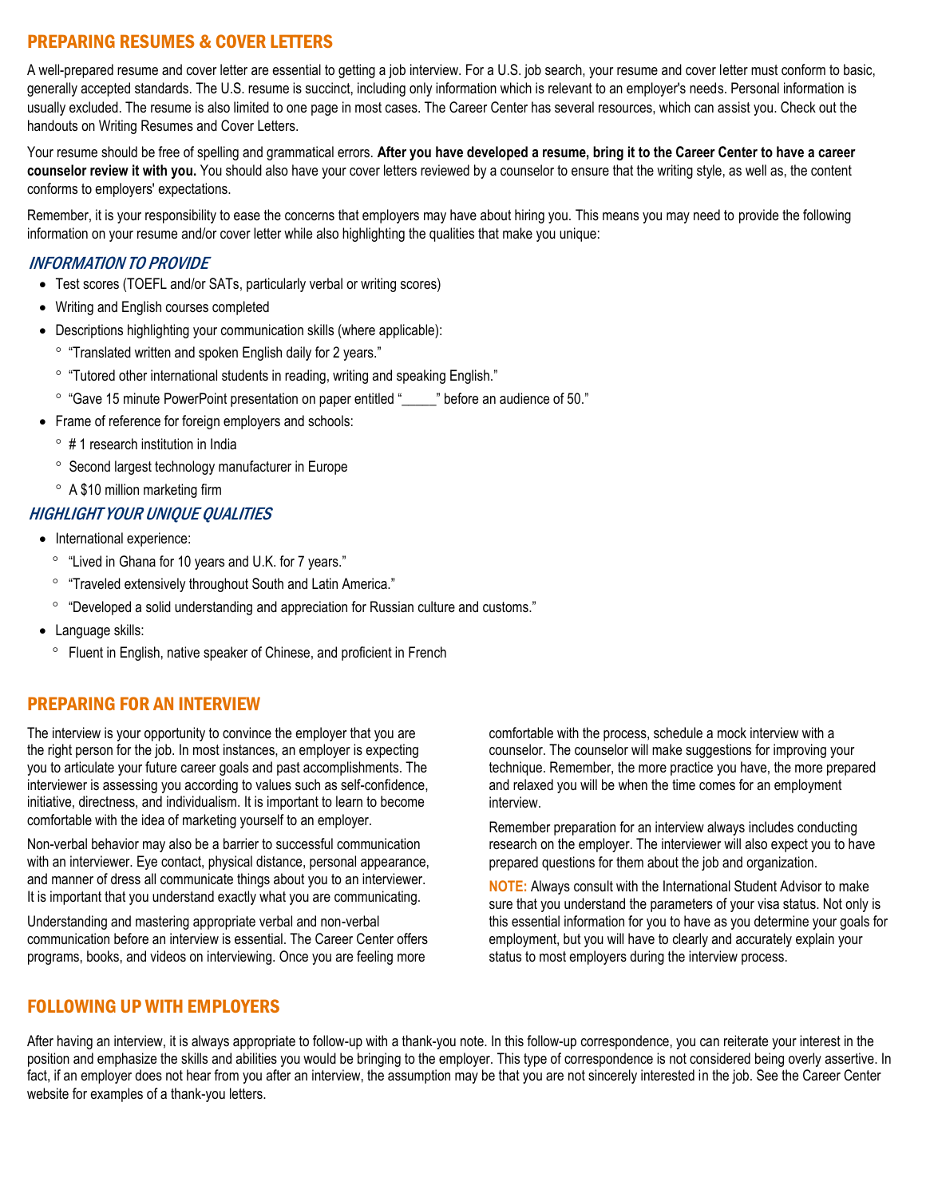## PREPARING RESUMES & COVER LETTERS

A well-prepared resume and cover letter are essential to getting a job interview. For a U.S. job search, your resume and cover letter must conform to basic, generally accepted standards. The U.S. resume is succinct, including only information which is relevant to an employer's needs. Personal information is usually excluded. The resume is also limited to one page in most cases. The Career Center has several resources, which can assist you. Check out the handouts on Writing Resumes and Cover Letters.

Your resume should be free of spelling and grammatical errors. **After you have developed a resume, bring it to the Career Center to have a career counselor review it with you.** You should also have your cover letters reviewed by a counselor to ensure that the writing style, as well as, the content conforms to employers' expectations.

Remember, it is your responsibility to ease the concerns that employers may have about hiring you. This means you may need to provide the following information on your resume and/or cover letter while also highlighting the qualities that make you unique:

### *INFORMATION TO PROVIDE*

- Test scores (TOEFL and/or SATs, particularly verbal or writing scores)
- Writing and English courses completed
- Descriptions highlighting your communication skills (where applicable):
  - "Translated written and spoken English daily for 2 years."
  - "Tutored other international students in reading, writing and speaking English."
  - "Gave 15 minute PowerPoint presentation on paper entitled "_____" before an audience of 50."
- Frame of reference for foreign employers and schools:
  - # 1 research institution in India
  - Second largest technology manufacturer in Europe
  - A $10 million marketing firm

### *HIGHLIGHT YOUR UNIQUE QUALITIES*

- International experience:
  - "Lived in Ghana for 10 years and U.K. for 7 years."
  - "Traveled extensively throughout South and Latin America."
  - "Developed a solid understanding and appreciation for Russian culture and customs."
- Language skills:
  - Fluent in English, native speaker of Chinese, and proficient in French

## PREPARING FOR AN INTERVIEW

The interview is your opportunity to convince the employer that you are the right person for the job. In most instances, an employer is expecting you to articulate your future career goals and past accomplishments. The interviewer is assessing you according to values such as self-confidence, initiative, directness, and individualism. It is important to learn to become comfortable with the idea of marketing yourself to an employer.

Non-verbal behavior may also be a barrier to successful communication with an interviewer. Eye contact, physical distance, personal appearance, and manner of dress all communicate things about you to an interviewer. It is important that you understand exactly what you are communicating.

Understanding and mastering appropriate verbal and non-verbal communication before an interview is essential. The Career Center offers programs, books, and videos on interviewing. Once you are feeling more comfortable with the process, schedule a mock interview with a counselor. The counselor will make suggestions for improving your technique. Remember, the more practice you have, the more prepared and relaxed you will be when the time comes for an employment interview.

Remember preparation for an interview always includes conducting research on the employer. The interviewer will also expect you to have prepared questions for them about the job and organization.

**NOTE:** Always consult with the International Student Advisor to make sure that you understand the parameters of your visa status. Not only is this essential information for you to have as you determine your goals for employment, but you will have to clearly and accurately explain your status to most employers during the interview process.

## FOLLOWING UP WITH EMPLOYERS

After having an interview, it is always appropriate to follow-up with a thank-you note. In this follow-up correspondence, you can reiterate your interest in the position and emphasize the skills and abilities you would be bringing to the employer. This type of correspondence is not considered being overly assertive. In fact, if an employer does not hear from you after an interview, the assumption may be that you are not sincerely interested in the job. See the Career Center website for examples of a thank-you letters.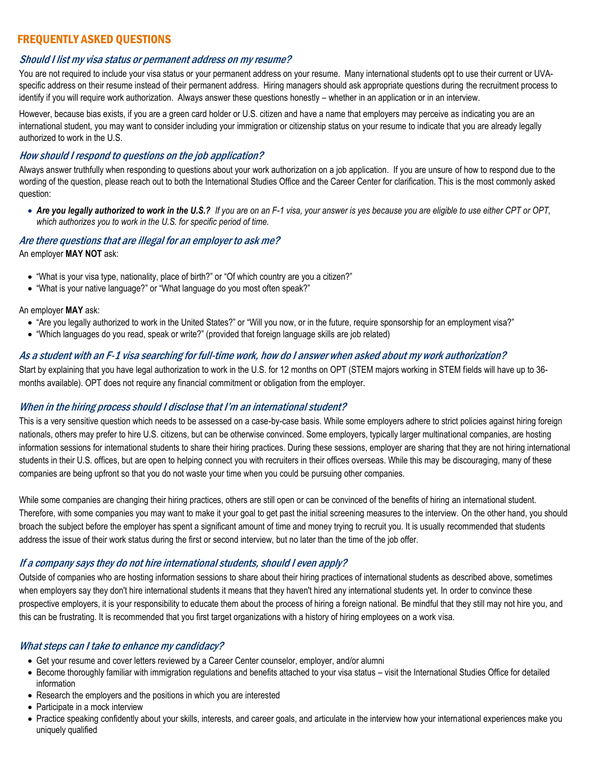## FREQUENTLY ASKED QUESTIONS

### *Should I list my visa status or permanent address on my resume?*

You are not required to include your visa status or your permanent address on your resume. Many international students opt to use their current or UVA-specific address on their resume instead of their permanent address. Hiring managers should ask appropriate questions during the recruitment process to identify if you will require work authorization. Always answer these questions honestly – whether in an application or in an interview.

However, because bias exists, if you are a green card holder or U.S. citizen and have a name that employers may perceive as indicating you are an international student, you may want to consider including your immigration or citizenship status on your resume to indicate that you are already legally authorized to work in the U.S.

### *How should I respond to questions on the job application?*

Always answer truthfully when responding to questions about your work authorization on a job application. If you are unsure of how to respond due to the wording of the question, please reach out to both the International Studies Office and the Career Center for clarification. This is the most commonly asked question:

- ***Are you legally authorized to work in the U.S.?*** *If you are on an F-1 visa, your answer is yes because you are eligible to use either CPT or OPT, which authorizes you to work in the U.S. for specific period of time.*

### *Are there questions that are illegal for an employer to ask me?*

An employer **MAY NOT** ask:

- "What is your visa type, nationality, place of birth?" or "Of which country are you a citizen?"
- "What is your native language?" or "What language do you most often speak?"

An employer **MAY** ask:

- "Are you legally authorized to work in the United States?" or "Will you now, or in the future, require sponsorship for an employment visa?"
- "Which languages do you read, speak or write?" (provided that foreign language skills are job related)

### *As a student with an F-1 visa searching for full-time work, how do I answer when asked about my work authorization?*

Start by explaining that you have legal authorization to work in the U.S. for 12 months on OPT (STEM majors working in STEM fields will have up to 36-months available). OPT does not require any financial commitment or obligation from the employer.

### *When in the hiring process should I disclose that I'm an international student?*

This is a very sensitive question which needs to be assessed on a case-by-case basis. While some employers adhere to strict policies against hiring foreign nationals, others may prefer to hire U.S. citizens, but can be otherwise convinced. Some employers, typically larger multinational companies, are hosting information sessions for international students to share their hiring practices. During these sessions, employer are sharing that they are not hiring international students in their U.S. offices, but are open to helping connect you with recruiters in their offices overseas. While this may be discouraging, many of these companies are being upfront so that you do not waste your time when you could be pursuing other companies.

While some companies are changing their hiring practices, others are still open or can be convinced of the benefits of hiring an international student. Therefore, with some companies you may want to make it your goal to get past the initial screening measures to the interview. On the other hand, you should broach the subject before the employer has spent a significant amount of time and money trying to recruit you. It is usually recommended that students address the issue of their work status during the first or second interview, but no later than the time of the job offer.

### *If a company says they do not hire international students, should I even apply?*

Outside of companies who are hosting information sessions to share about their hiring practices of international students as described above, sometimes when employers say they don't hire international students it means that they haven't hired any international students yet. In order to convince these prospective employers, it is your responsibility to educate them about the process of hiring a foreign national. Be mindful that they still may not hire you, and this can be frustrating. It is recommended that you first target organizations with a history of hiring employees on a work visa.

### *What steps can I take to enhance my candidacy?*

- Get your resume and cover letters reviewed by a Career Center counselor, employer, and/or alumni
- Become thoroughly familiar with immigration regulations and benefits attached to your visa status – visit the International Studies Office for detailed information
- Research the employers and the positions in which you are interested
- Participate in a mock interview
- Practice speaking confidently about your skills, interests, and career goals, and articulate in the interview how your international experiences make you uniquely qualified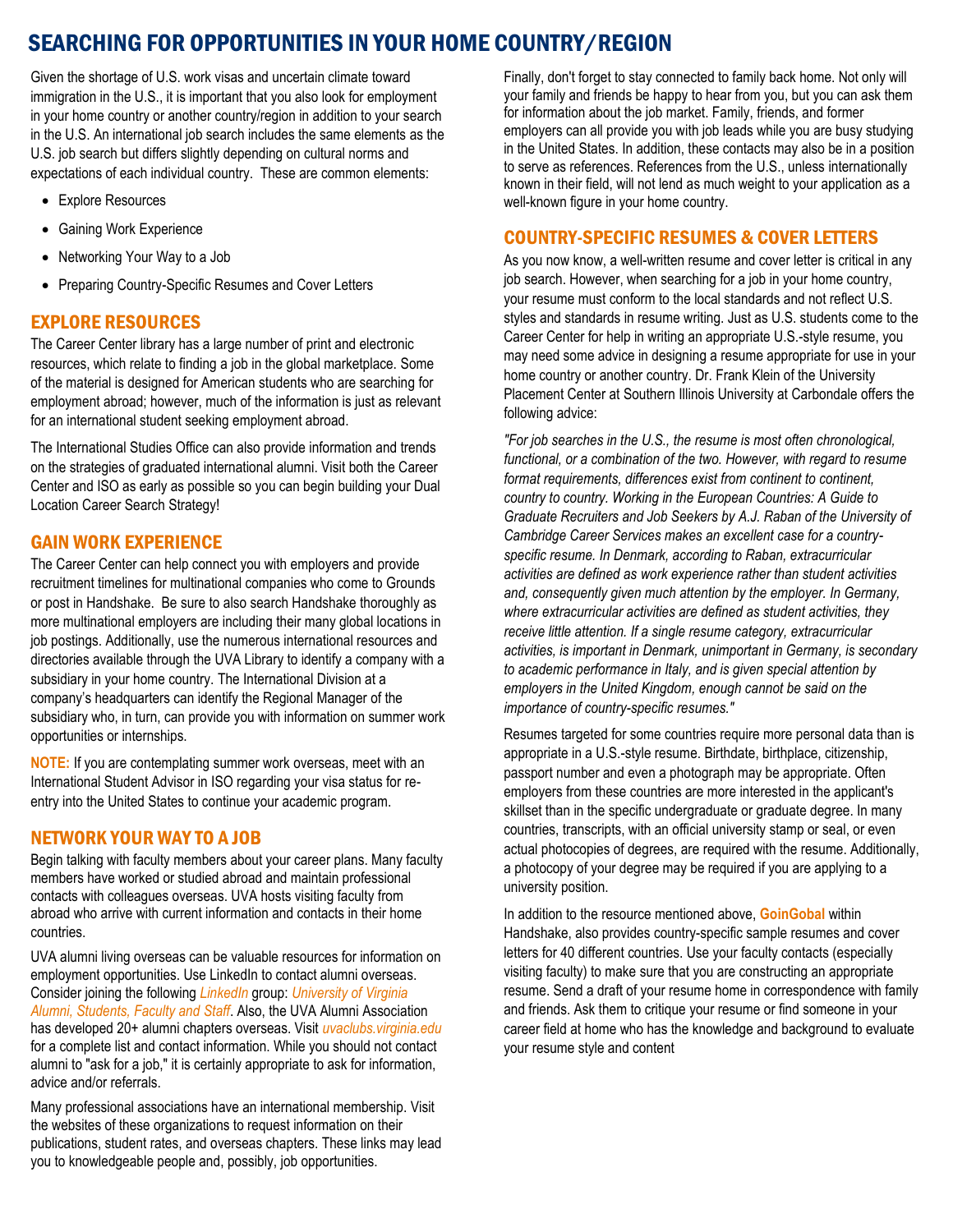# SEARCHING FOR OPPORTUNITIES IN YOUR HOME COUNTRY/REGION

Given the shortage of U.S. work visas and uncertain climate toward immigration in the U.S., it is important that you also look for employment in your home country or another country/region in addition to your search in the U.S. An international job search includes the same elements as the U.S. job search but differs slightly depending on cultural norms and expectations of each individual country. These are common elements:

- Explore Resources
- Gaining Work Experience
- Networking Your Way to a Job
- Preparing Country-Specific Resumes and Cover Letters

## EXPLORE RESOURCES

The Career Center library has a large number of print and electronic resources, which relate to finding a job in the global marketplace. Some of the material is designed for American students who are searching for employment abroad; however, much of the information is just as relevant for an international student seeking employment abroad.

The International Studies Office can also provide information and trends on the strategies of graduated international alumni. Visit both the Career Center and ISO as early as possible so you can begin building your Dual Location Career Search Strategy!

## GAIN WORK EXPERIENCE

The Career Center can help connect you with employers and provide recruitment timelines for multinational companies who come to Grounds or post in Handshake. Be sure to also search Handshake thoroughly as more multinational employers are including their many global locations in job postings. Additionally, use the numerous international resources and directories available through the UVA Library to identify a company with a subsidiary in your home country. The International Division at a company's headquarters can identify the Regional Manager of the subsidiary who, in turn, can provide you with information on summer work opportunities or internships.

**NOTE:** If you are contemplating summer work overseas, meet with an International Student Advisor in ISO regarding your visa status for re-entry into the United States to continue your academic program.

## NETWORK YOUR WAY TO A JOB

Begin talking with faculty members about your career plans. Many faculty members have worked or studied abroad and maintain professional contacts with colleagues overseas. UVA hosts visiting faculty from abroad who arrive with current information and contacts in their home countries.

UVA alumni living overseas can be valuable resources for information on employment opportunities. Use LinkedIn to contact alumni overseas. Consider joining the following *LinkedIn* group: *University of Virginia Alumni, Students, Faculty and Staff*. Also, the UVA Alumni Association has developed 20+ alumni chapters overseas. Visit *uvaclubs.virginia.edu* for a complete list and contact information. While you should not contact alumni to "ask for a job," it is certainly appropriate to ask for information, advice and/or referrals.

Many professional associations have an international membership. Visit the websites of these organizations to request information on their publications, student rates, and overseas chapters. These links may lead you to knowledgeable people and, possibly, job opportunities.

Finally, don't forget to stay connected to family back home. Not only will your family and friends be happy to hear from you, but you can ask them for information about the job market. Family, friends, and former employers can all provide you with job leads while you are busy studying in the United States. In addition, these contacts may also be in a position to serve as references. References from the U.S., unless internationally known in their field, will not lend as much weight to your application as a well-known figure in your home country.

## COUNTRY-SPECIFIC RESUMES & COVER LETTERS

As you now know, a well-written resume and cover letter is critical in any job search. However, when searching for a job in your home country, your resume must conform to the local standards and not reflect U.S. styles and standards in resume writing. Just as U.S. students come to the Career Center for help in writing an appropriate U.S.-style resume, you may need some advice in designing a resume appropriate for use in your home country or another country. Dr. Frank Klein of the University Placement Center at Southern Illinois University at Carbondale offers the following advice:

*"For job searches in the U.S., the resume is most often chronological, functional, or a combination of the two. However, with regard to resume format requirements, differences exist from continent to continent, country to country. Working in the European Countries: A Guide to Graduate Recruiters and Job Seekers by A.J. Raban of the University of Cambridge Career Services makes an excellent case for a country-specific resume. In Denmark, according to Raban, extracurricular activities are defined as work experience rather than student activities and, consequently given much attention by the employer. In Germany, where extracurricular activities are defined as student activities, they receive little attention. If a single resume category, extracurricular activities, is important in Denmark, unimportant in Germany, is secondary to academic performance in Italy, and is given special attention by employers in the United Kingdom, enough cannot be said on the importance of country-specific resumes."*

Resumes targeted for some countries require more personal data than is appropriate in a U.S.-style resume. Birthdate, birthplace, citizenship, passport number and even a photograph may be appropriate. Often employers from these countries are more interested in the applicant's skillset than in the specific undergraduate or graduate degree. In many countries, transcripts, with an official university stamp or seal, or even actual photocopies of degrees, are required with the resume. Additionally, a photocopy of your degree may be required if you are applying to a university position.

In addition to the resource mentioned above, **GoinGobal** within Handshake, also provides country-specific sample resumes and cover letters for 40 different countries. Use your faculty contacts (especially visiting faculty) to make sure that you are constructing an appropriate resume. Send a draft of your resume home in correspondence with family and friends. Ask them to critique your resume or find someone in your career field at home who has the knowledge and background to evaluate your resume style and content